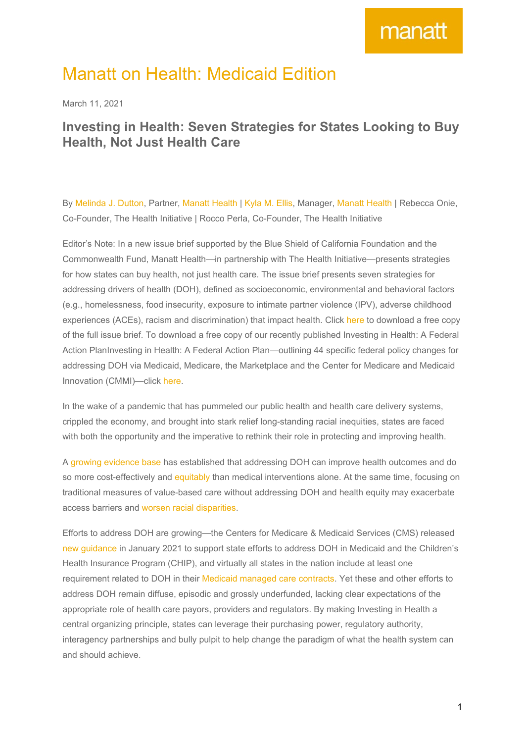# Manatt on Health: Medicaid Edition

March 11, 2021

## Investing in Health: Seven Strategies for States Looking to Buy Health, Not Just Health Care

By Melinda J. Dutton, Partner, Manatt Health | Kyla M. Ellis, Manager, Manatt Health | Rebecca Onie, Co-Founder, The Health Initiative | Rocco Perla, Co-Founder, The Health Initiative

Editor's Note: In a new issue brief supported by the Blue Shield of California Foundation and the Commonwealth Fund, Manatt Health—in partnership with The Health Initiative—presents strategies for how states can buy health, not just health care. The issue brief presents seven strategies for addressing drivers of health (DOH), defined as socioeconomic, environmental and behavioral factors (e.g., homelessness, food insecurity, exposure to intimate partner violence (IPV), adverse childhood experiences (ACEs), racism and discrimination) that impact health. Click here to download a free copy of the full issue brief. To download a free copy of our recently published Investing in Health: A Federal Action PlanInvesting in Health: A Federal Action Plan—outlining 44 specific federal policy changes for addressing DOH via Medicaid, Medicare, the Marketplace and the Center for Medicare and Medicaid Innovation (CMMI)—click here.

In the wake of a pandemic that has pummeled our public health and health care delivery systems, crippled the economy, and brought into stark relief long-standing racial inequities, states are faced with both the opportunity and the imperative to rethink their role in protecting and improving health.

A growing evidence base has established that addressing DOH can improve health outcomes and do so more cost-effectively and equitably than medical interventions alone. At the same time, focusing on traditional measures of value-based care without addressing DOH and health equity may exacerbate access barriers and worsen racial disparities.

Efforts to address DOH are growing—the Centers for Medicare & Medicaid Services (CMS) released new guidance in January 2021 to support state efforts to address DOH in Medicaid and the Children's Health Insurance Program (CHIP), and virtually all states in the nation include at least one requirement related to DOH in their Medicaid managed care contracts. Yet these and other efforts to address DOH remain diffuse, episodic and grossly underfunded, lacking clear expectations of the appropriate role of health care payors, providers and regulators. By making Investing in Health a central organizing principle, states can leverage their purchasing power, regulatory authority, interagency partnerships and bully pulpit to help change the paradigm of what the health system can and should achieve.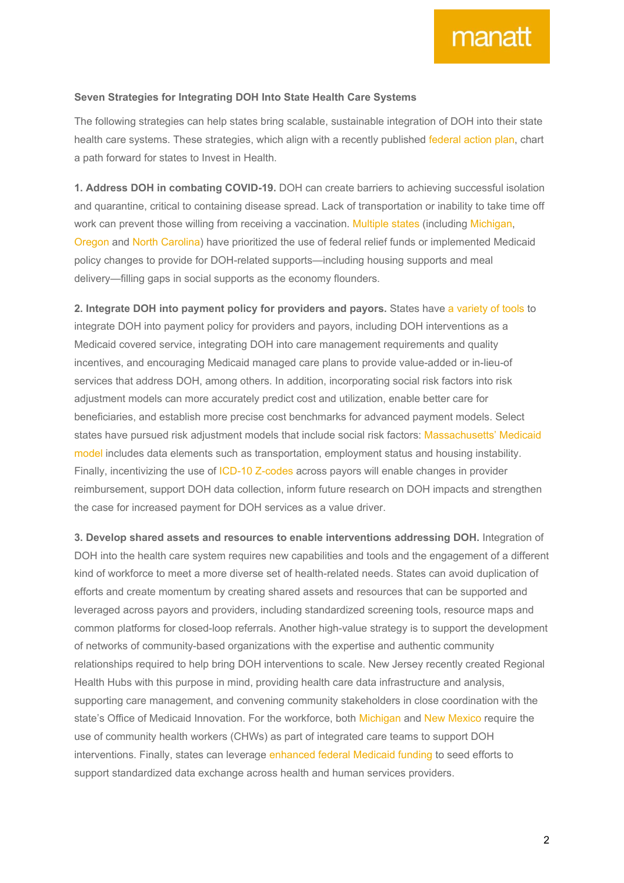**Seven Strategies for Integrating DOH Into State Health Care Systems**

The following strategies can help states bring scalable, sustainable integration of DOH into their state health care systems. These strategies, which align with a recently published federal action plan, chart a path forward for states to Invest in Health.

**1. Address DOH in combating COVID-19.** DOH can create barriers to achieving successful isolation and quarantine, critical to containing disease spread. Lack of transportation or inability to take time off work can prevent those willing from receiving a vaccination. Multiple states (including Michigan, Oregon and North Carolina) have prioritized the use of federal relief funds or implemented Medicaid policy changes to provide for DOH-related supports—including housing supports and meal delivery—filling gaps in social supports as the economy flounders.

**2. Integrate DOH into payment policy for providers and payors.** States have a variety of tools to integrate DOH into payment policy for providers and payors, including DOH interventions as a Medicaid covered service, integrating DOH into care management requirements and quality incentives, and encouraging Medicaid managed care plans to provide value-added or in-lieu-of services that address DOH, among others. In addition, incorporating social risk factors into risk adjustment models can more accurately predict cost and utilization, enable better care for beneficiaries, and establish more precise cost benchmarks for advanced payment models. Select states have pursued risk adjustment models that include social risk factors: Massachusetts' Medicaid model includes data elements such as transportation, employment status and housing instability. Finally, incentivizing the use of ICD-10 Z-codes across payors will enable changes in provider reimbursement, support DOH data collection, inform future research on DOH impacts and strengthen the case for increased payment for DOH services as a value driver.

**3. Develop shared assets and resources to enable interventions addressing DOH.** Integration of DOH into the health care system requires new capabilities and tools and the engagement of a different kind of workforce to meet a more diverse set of health-related needs. States can avoid duplication of efforts and create momentum by creating shared assets and resources that can be supported and leveraged across payors and providers, including standardized screening tools, resource maps and common platforms for closed-loop referrals. Another high-value strategy is to support the development of networks of community-based organizations with the expertise and authentic community relationships required to help bring DOH interventions to scale. New Jersey recently created Regional Health Hubs with this purpose in mind, providing health care data infrastructure and analysis, supporting care management, and convening community stakeholders in close coordination with the state's Office of Medicaid Innovation. For the workforce, both Michigan and New Mexico require the use of community health workers (CHWs) as part of integrated care teams to support DOH interventions. Finally, states can leverage enhanced federal Medicaid funding to seed efforts to support standardized data exchange across health and human services providers.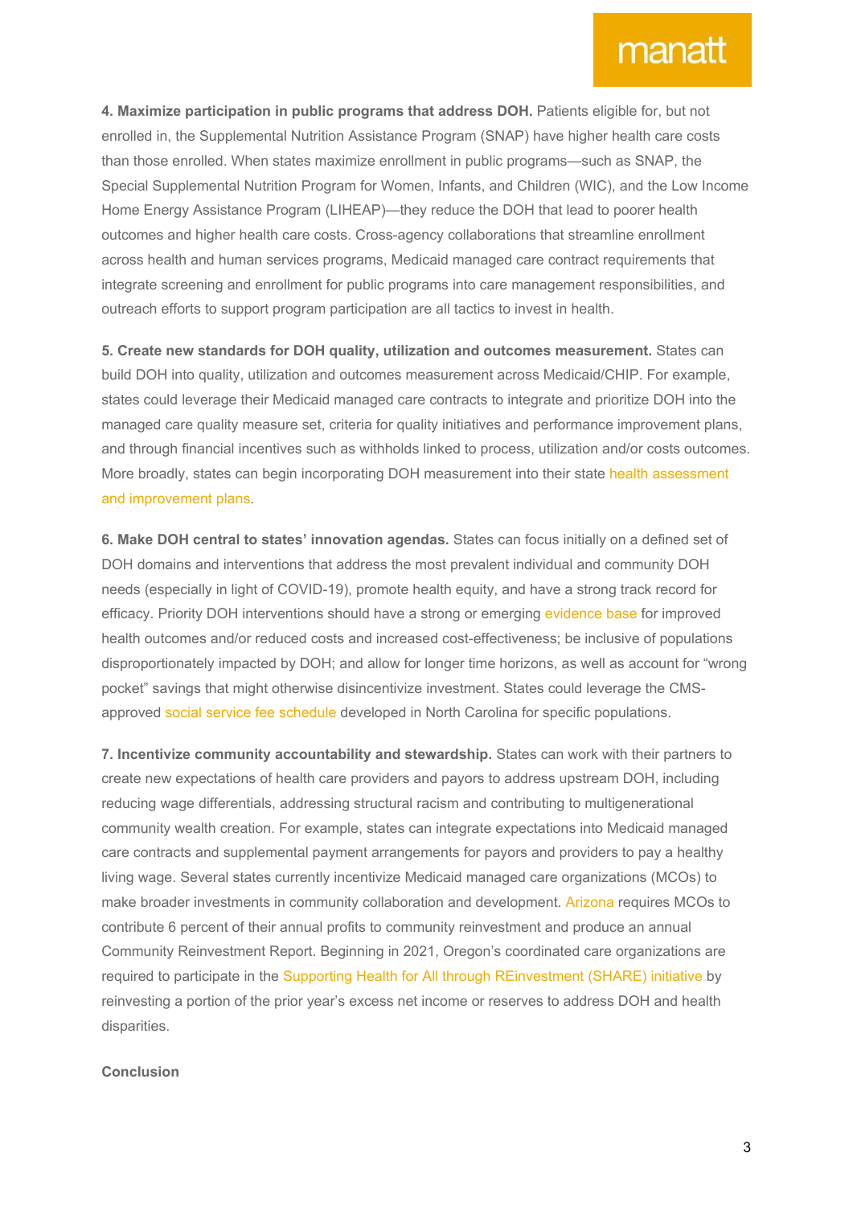**4. Maximize participation in public programs that address DOH.** Patients eligible for, but not enrolled in, the Supplemental Nutrition Assistance Program (SNAP) have higher health care costs than those enrolled. When states maximize enrollment in public programs—such as SNAP, the Special Supplemental Nutrition Program for Women, Infants, and Children (WIC), and the Low Income Home Energy Assistance Program (LIHEAP)—they reduce the DOH that lead to poorer health outcomes and higher health care costs. Cross-agency collaborations that streamline enrollment across health and human services programs, Medicaid managed care contract requirements that integrate screening and enrollment for public programs into care management responsibilities, and outreach efforts to support program participation are all tactics to invest in health.

**5. Create new standards for DOH quality, utilization and outcomes measurement.** States can build DOH into quality, utilization and outcomes measurement across Medicaid/CHIP. For example, states could leverage their Medicaid managed care contracts to integrate and prioritize DOH into the managed care quality measure set, criteria for quality initiatives and performance improvement plans, and through financial incentives such as withholds linked to process, utilization and/or costs outcomes. More broadly, states can begin incorporating DOH measurement into their state health assessment and improvement plans.

**6. Make DOH central to states' innovation agendas.** States can focus initially on a defined set of DOH domains and interventions that address the most prevalent individual and community DOH needs (especially in light of COVID-19), promote health equity, and have a strong track record for efficacy. Priority DOH interventions should have a strong or emerging evidence base for improved health outcomes and/or reduced costs and increased cost-effectiveness; be inclusive of populations disproportionately impacted by DOH; and allow for longer time horizons, as well as account for "wrong pocket" savings that might otherwise disincentivize investment. States could leverage the CMS-approved social service fee schedule developed in North Carolina for specific populations.

**7. Incentivize community accountability and stewardship.** States can work with their partners to create new expectations of health care providers and payors to address upstream DOH, including reducing wage differentials, addressing structural racism and contributing to multigenerational community wealth creation. For example, states can integrate expectations into Medicaid managed care contracts and supplemental payment arrangements for payors and providers to pay a healthy living wage. Several states currently incentivize Medicaid managed care organizations (MCOs) to make broader investments in community collaboration and development. Arizona requires MCOs to contribute 6 percent of their annual profits to community reinvestment and produce an annual Community Reinvestment Report. Beginning in 2021, Oregon's coordinated care organizations are required to participate in the Supporting Health for All through REinvestment (SHARE) initiative by reinvesting a portion of the prior year's excess net income or reserves to address DOH and health disparities.

## Conclusion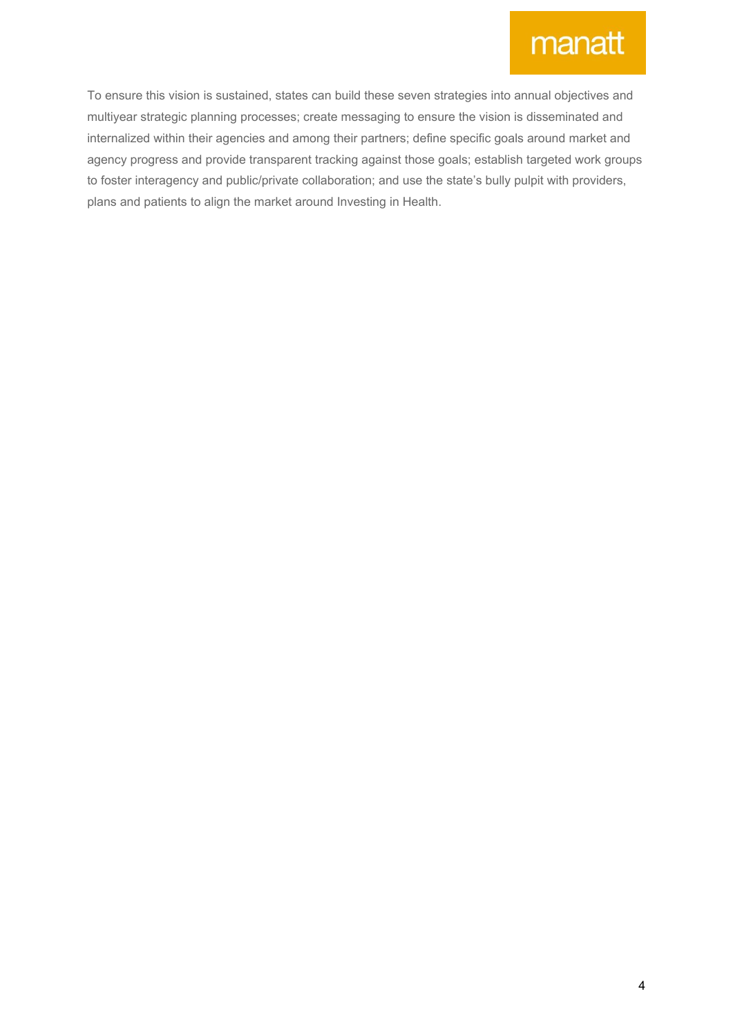To ensure this vision is sustained, states can build these seven strategies into annual objectives and multiyear strategic planning processes; create messaging to ensure the vision is disseminated and internalized within their agencies and among their partners; define specific goals around market and agency progress and provide transparent tracking against those goals; establish targeted work groups to foster interagency and public/private collaboration; and use the state's bully pulpit with providers, plans and patients to align the market around Investing in Health.